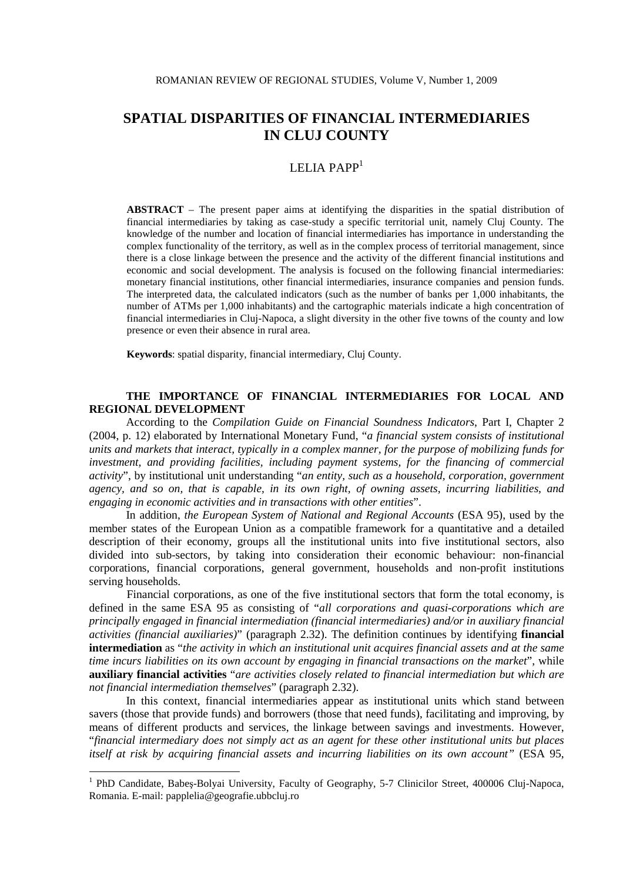# SPATIAL DISPARITIES OF FINANCIAL INTERMEDIARIES IN CLUJ COUNTY

LELIA PAPP[1]

**ABSTRACT** – The present paper aims at identifying the disparities in the spatial distribution of financial intermediaries by taking as case-study a specific territorial unit, namely Cluj County. The knowledge of the number and location of financial intermediaries has importance in understanding the complex functionality of the territory, as well as in the complex process of territorial management, since there is a close linkage between the presence and the activity of the different financial institutions and economic and social development. The analysis is focused on the following financial intermediaries: monetary financial institutions, other financial intermediaries, insurance companies and pension funds. The interpreted data, the calculated indicators (such as the number of banks per 1,000 inhabitants, the number of ATMs per 1,000 inhabitants) and the cartographic materials indicate a high concentration of financial intermediaries in Cluj-Napoca, a slight diversity in the other five towns of the county and low presence or even their absence in rural area.

**Keywords**: spatial disparity, financial intermediary, Cluj County.

## THE IMPORTANCE OF FINANCIAL INTERMEDIARIES FOR LOCAL AND REGIONAL DEVELOPMENT

According to the *Compilation Guide on Financial Soundness Indicators*, Part I, Chapter 2 (2004, p. 12) elaborated by International Monetary Fund, "*a financial system consists of institutional units and markets that interact, typically in a complex manner, for the purpose of mobilizing funds for investment, and providing facilities, including payment systems, for the financing of commercial activity*", by institutional unit understanding "*an entity, such as a household, corporation, government agency, and so on, that is capable, in its own right, of owning assets, incurring liabilities, and engaging in economic activities and in transactions with other entities*".

In addition, *the European System of National and Regional Accounts* (ESA 95), used by the member states of the European Union as a compatible framework for a quantitative and a detailed description of their economy, groups all the institutional units into five institutional sectors, also divided into sub-sectors, by taking into consideration their economic behaviour: non-financial corporations, financial corporations, general government, households and non-profit institutions serving households.

Financial corporations, as one of the five institutional sectors that form the total economy, is defined in the same ESA 95 as consisting of "*all corporations and quasi-corporations which are principally engaged in financial intermediation (financial intermediaries) and/or in auxiliary financial activities (financial auxiliaries)*" (paragraph 2.32). The definition continues by identifying **financial intermediation** as "*the activity in which an institutional unit acquires financial assets and at the same time incurs liabilities on its own account by engaging in financial transactions on the market*", while **auxiliary financial activities** "*are activities closely related to financial intermediation but which are not financial intermediation themselves*" (paragraph 2.32).

In this context, financial intermediaries appear as institutional units which stand between savers (those that provide funds) and borrowers (those that need funds), facilitating and improving, by means of different products and services, the linkage between savings and investments. However, "*financial intermediary does not simply act as an agent for these other institutional units but places itself at risk by acquiring financial assets and incurring liabilities on its own account*" (ESA 95,

[1] PhD Candidate, Babeș-Bolyai University, Faculty of Geography, 5-7 Clinicilor Street, 400006 Cluj-Napoca, Romania. E-mail: papplelia@geografie.ubbcluj.ro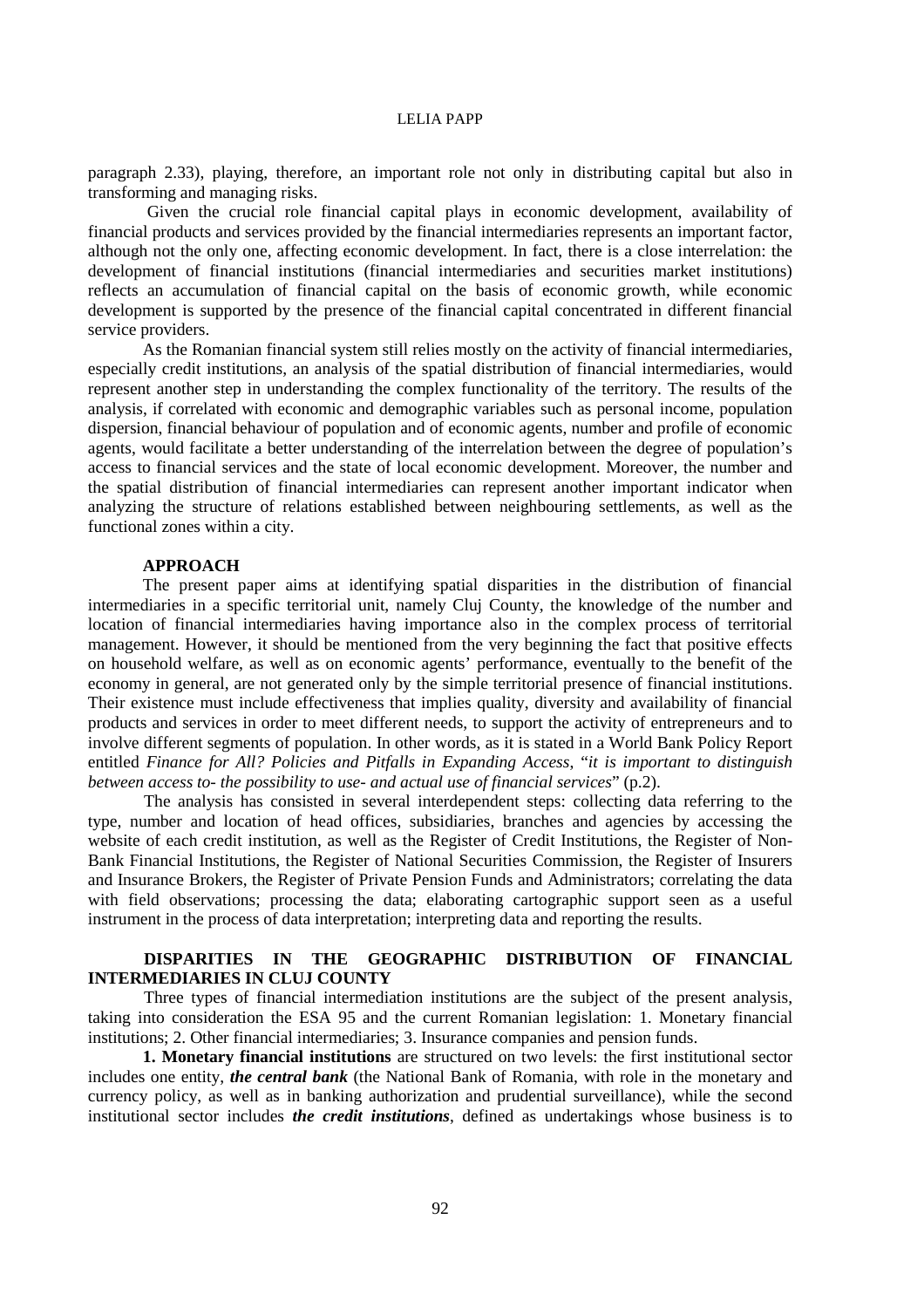paragraph 2.33), playing, therefore, an important role not only in distributing capital but also in transforming and managing risks.

Given the crucial role financial capital plays in economic development, availability of financial products and services provided by the financial intermediaries represents an important factor, although not the only one, affecting economic development. In fact, there is a close interrelation: the development of financial institutions (financial intermediaries and securities market institutions) reflects an accumulation of financial capital on the basis of economic growth, while economic development is supported by the presence of the financial capital concentrated in different financial service providers.

As the Romanian financial system still relies mostly on the activity of financial intermediaries, especially credit institutions, an analysis of the spatial distribution of financial intermediaries, would represent another step in understanding the complex functionality of the territory. The results of the analysis, if correlated with economic and demographic variables such as personal income, population dispersion, financial behaviour of population and of economic agents, number and profile of economic agents, would facilitate a better understanding of the interrelation between the degree of population's access to financial services and the state of local economic development. Moreover, the number and the spatial distribution of financial intermediaries can represent another important indicator when analyzing the structure of relations established between neighbouring settlements, as well as the functional zones within a city.

## APPROACH

The present paper aims at identifying spatial disparities in the distribution of financial intermediaries in a specific territorial unit, namely Cluj County, the knowledge of the number and location of financial intermediaries having importance also in the complex process of territorial management. However, it should be mentioned from the very beginning the fact that positive effects on household welfare, as well as on economic agents' performance, eventually to the benefit of the economy in general, are not generated only by the simple territorial presence of financial institutions. Their existence must include effectiveness that implies quality, diversity and availability of financial products and services in order to meet different needs, to support the activity of entrepreneurs and to involve different segments of population. In other words, as it is stated in a World Bank Policy Report entitled *Finance for All? Policies and Pitfalls in Expanding Access*, "*it is important to distinguish between access to- the possibility to use- and actual use of financial services*" (p.2).

The analysis has consisted in several interdependent steps: collecting data referring to the type, number and location of head offices, subsidiaries, branches and agencies by accessing the website of each credit institution, as well as the Register of Credit Institutions, the Register of Non-Bank Financial Institutions, the Register of National Securities Commission, the Register of Insurers and Insurance Brokers, the Register of Private Pension Funds and Administrators; correlating the data with field observations; processing the data; elaborating cartographic support seen as a useful instrument in the process of data interpretation; interpreting data and reporting the results.

## DISPARITIES IN THE GEOGRAPHIC DISTRIBUTION OF FINANCIAL INTERMEDIARIES IN CLUJ COUNTY

Three types of financial intermediation institutions are the subject of the present analysis, taking into consideration the ESA 95 and the current Romanian legislation: 1. Monetary financial institutions; 2. Other financial intermediaries; 3. Insurance companies and pension funds.

**1. Monetary financial institutions** are structured on two levels: the first institutional sector includes one entity, ***the central bank*** (the National Bank of Romania, with role in the monetary and currency policy, as well as in banking authorization and prudential surveillance), while the second institutional sector includes ***the credit institutions***, defined as undertakings whose business is to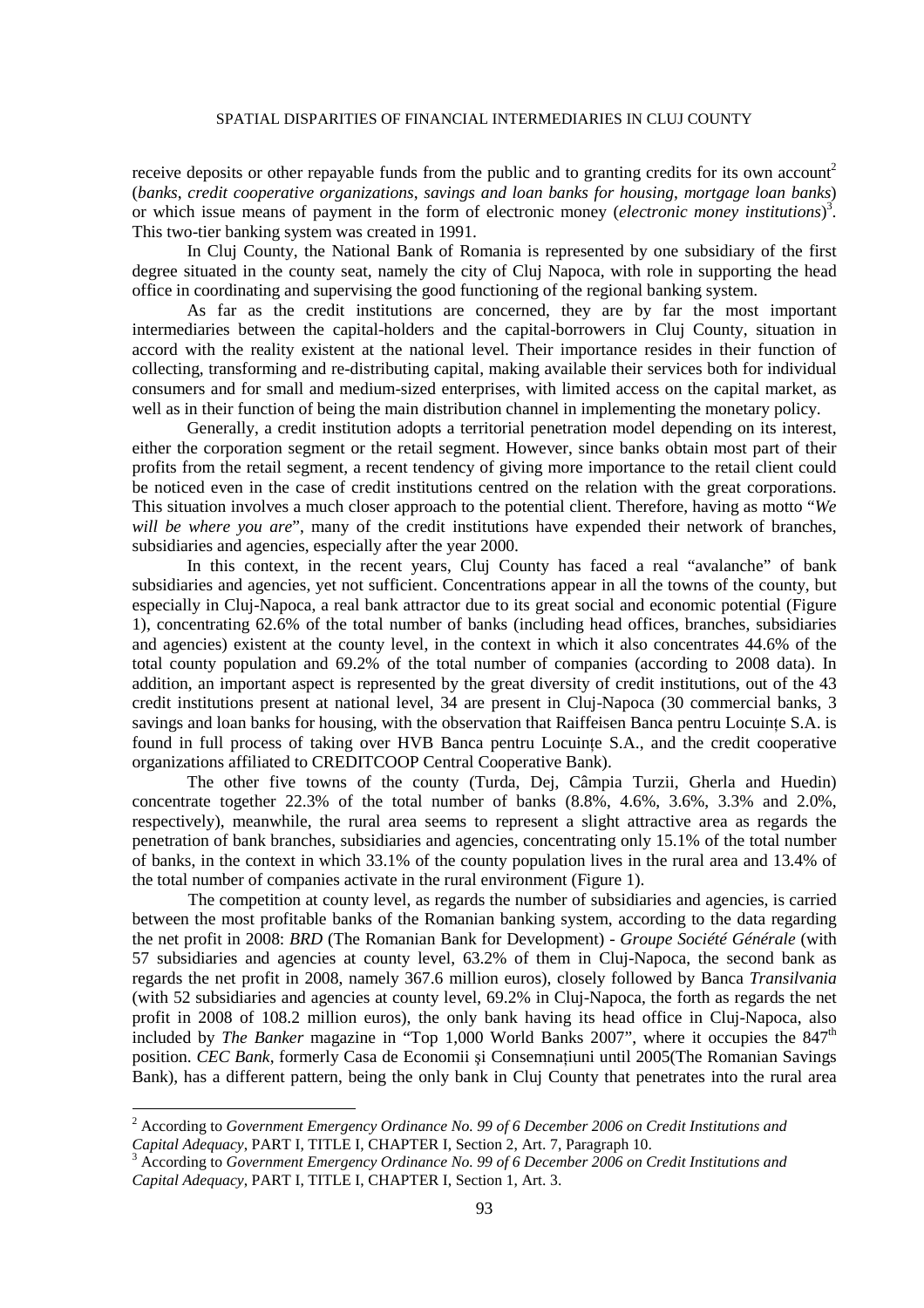receive deposits or other repayable funds from the public and to granting credits for its own account[2] (*banks*, *credit cooperative organizations*, *savings and loan banks for housing*, *mortgage loan banks*) or which issue means of payment in the form of electronic money (*electronic money institutions*)[3]. This two-tier banking system was created in 1991.

In Cluj County, the National Bank of Romania is represented by one subsidiary of the first degree situated in the county seat, namely the city of Cluj Napoca, with role in supporting the head office in coordinating and supervising the good functioning of the regional banking system.

As far as the credit institutions are concerned, they are by far the most important intermediaries between the capital-holders and the capital-borrowers in Cluj County, situation in accord with the reality existent at the national level. Their importance resides in their function of collecting, transforming and re-distributing capital, making available their services both for individual consumers and for small and medium-sized enterprises, with limited access on the capital market, as well as in their function of being the main distribution channel in implementing the monetary policy.

Generally, a credit institution adopts a territorial penetration model depending on its interest, either the corporation segment or the retail segment. However, since banks obtain most part of their profits from the retail segment, a recent tendency of giving more importance to the retail client could be noticed even in the case of credit institutions centred on the relation with the great corporations. This situation involves a much closer approach to the potential client. Therefore, having as motto "*We will be where you are*", many of the credit institutions have expended their network of branches, subsidiaries and agencies, especially after the year 2000.

In this context, in the recent years, Cluj County has faced a real "avalanche" of bank subsidiaries and agencies, yet not sufficient. Concentrations appear in all the towns of the county, but especially in Cluj-Napoca, a real bank attractor due to its great social and economic potential (Figure 1), concentrating 62.6% of the total number of banks (including head offices, branches, subsidiaries and agencies) existent at the county level, in the context in which it also concentrates 44.6% of the total county population and 69.2% of the total number of companies (according to 2008 data). In addition, an important aspect is represented by the great diversity of credit institutions, out of the 43 credit institutions present at national level, 34 are present in Cluj-Napoca (30 commercial banks, 3 savings and loan banks for housing, with the observation that Raiffeisen Banca pentru Locuințe S.A. is found in full process of taking over HVB Banca pentru Locuințe S.A., and the credit cooperative organizations affiliated to CREDITCOOP Central Cooperative Bank).

The other five towns of the county (Turda, Dej, Câmpia Turzii, Gherla and Huedin) concentrate together 22.3% of the total number of banks (8.8%, 4.6%, 3.6%, 3.3% and 2.0%, respectively), meanwhile, the rural area seems to represent a slight attractive area as regards the penetration of bank branches, subsidiaries and agencies, concentrating only 15.1% of the total number of banks, in the context in which 33.1% of the county population lives in the rural area and 13.4% of the total number of companies activate in the rural environment (Figure 1).

The competition at county level, as regards the number of subsidiaries and agencies, is carried between the most profitable banks of the Romanian banking system, according to the data regarding the net profit in 2008: *BRD* (The Romanian Bank for Development) - *Groupe Société Générale* (with 57 subsidiaries and agencies at county level, 63.2% of them in Cluj-Napoca, the second bank as regards the net profit in 2008, namely 367.6 million euros), closely followed by Banca *Transilvania* (with 52 subsidiaries and agencies at county level, 69.2% in Cluj-Napoca, the forth as regards the net profit in 2008 of 108.2 million euros), the only bank having its head office in Cluj-Napoca, also included by *The Banker* magazine in "Top 1,000 World Banks 2007", where it occupies the 847th position. *CEC Bank*, formerly Casa de Economii şi Consemnaţiuni until 2005(The Romanian Savings Bank), has a different pattern, being the only bank in Cluj County that penetrates into the rural area

---

[2] According to *Government Emergency Ordinance No. 99 of 6 December 2006 on Credit Institutions and Capital Adequacy*, PART I, TITLE I, CHAPTER I, Section 2, Art. 7, Paragraph 10.

[3] According to *Government Emergency Ordinance No. 99 of 6 December 2006 on Credit Institutions and Capital Adequacy*, PART I, TITLE I, CHAPTER I, Section 1, Art. 3.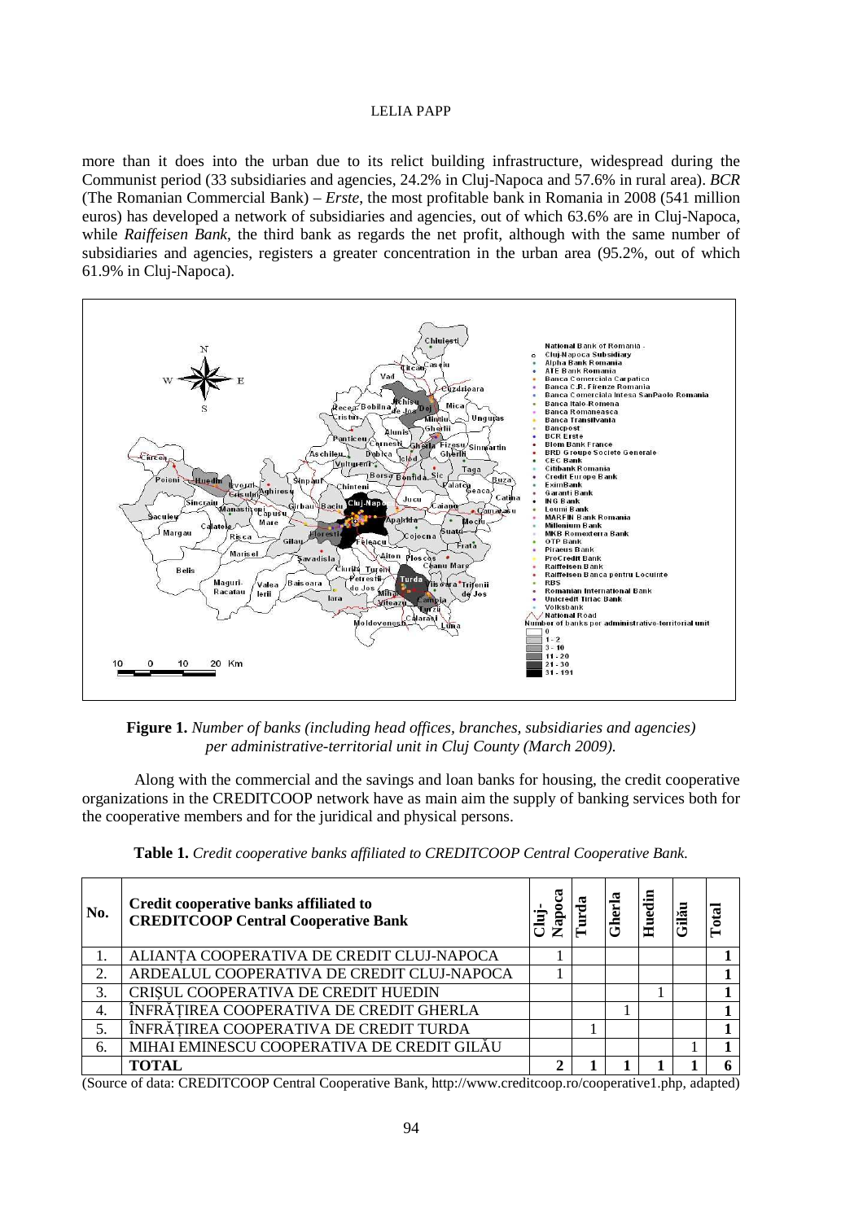more than it does into the urban due to its relict building infrastructure, widespread during the Communist period (33 subsidiaries and agencies, 24.2% in Cluj-Napoca and 57.6% in rural area). *BCR* (The Romanian Commercial Bank) – *Erste*, the most profitable bank in Romania in 2008 (541 million euros) has developed a network of subsidiaries and agencies, out of which 63.6% are in Cluj-Napoca, while *Raiffeisen Bank*, the third bank as regards the net profit, although with the same number of subsidiaries and agencies, registers a greater concentration in the urban area (95.2%, out of which 61.9% in Cluj-Napoca).

**Figure 1.** *Number of banks (including head offices, branches, subsidiaries and agencies) per administrative-territorial unit in Cluj County (March 2009).*

Along with the commercial and the savings and loan banks for housing, the credit cooperative organizations in the CREDITCOOP network have as main aim the supply of banking services both for the cooperative members and for the juridical and physical persons.

**Table 1.** *Credit cooperative banks affiliated to CREDITCOOP Central Cooperative Bank.*

| No. | Credit cooperative banks affiliated to CREDITCOOP Central Cooperative Bank | Cluj-Napoca | Turda | Gherla | Huedin | Gilău | Total |
|---|---|---|---|---|---|---|---|
| 1. | ALIANȚA COOPERATIVA DE CREDIT CLUJ-NAPOCA | 1 | | | | | **1** |
| 2. | ARDEALUL COOPERATIVA DE CREDIT CLUJ-NAPOCA | 1 | | | | | **1** |
| 3. | CRIȘUL COOPERATIVA DE CREDIT HUEDIN | | | | 1 | | **1** |
| 4. | ÎNFRĂȚIREA COOPERATIVA DE CREDIT GHERLA | | | 1 | | | **1** |
| 5. | ÎNFRĂȚIREA COOPERATIVA DE CREDIT TURDA | | 1 | | | | **1** |
| 6. | MIHAI EMINESCU COOPERATIVA DE CREDIT GILĂU | | | | | 1 | **1** |
| | **TOTAL** | **2** | **1** | **1** | **1** | **1** | **6** |

(Source of data: CREDITCOOP Central Cooperative Bank, http://www.creditcoop.ro/cooperative1.php, adapted)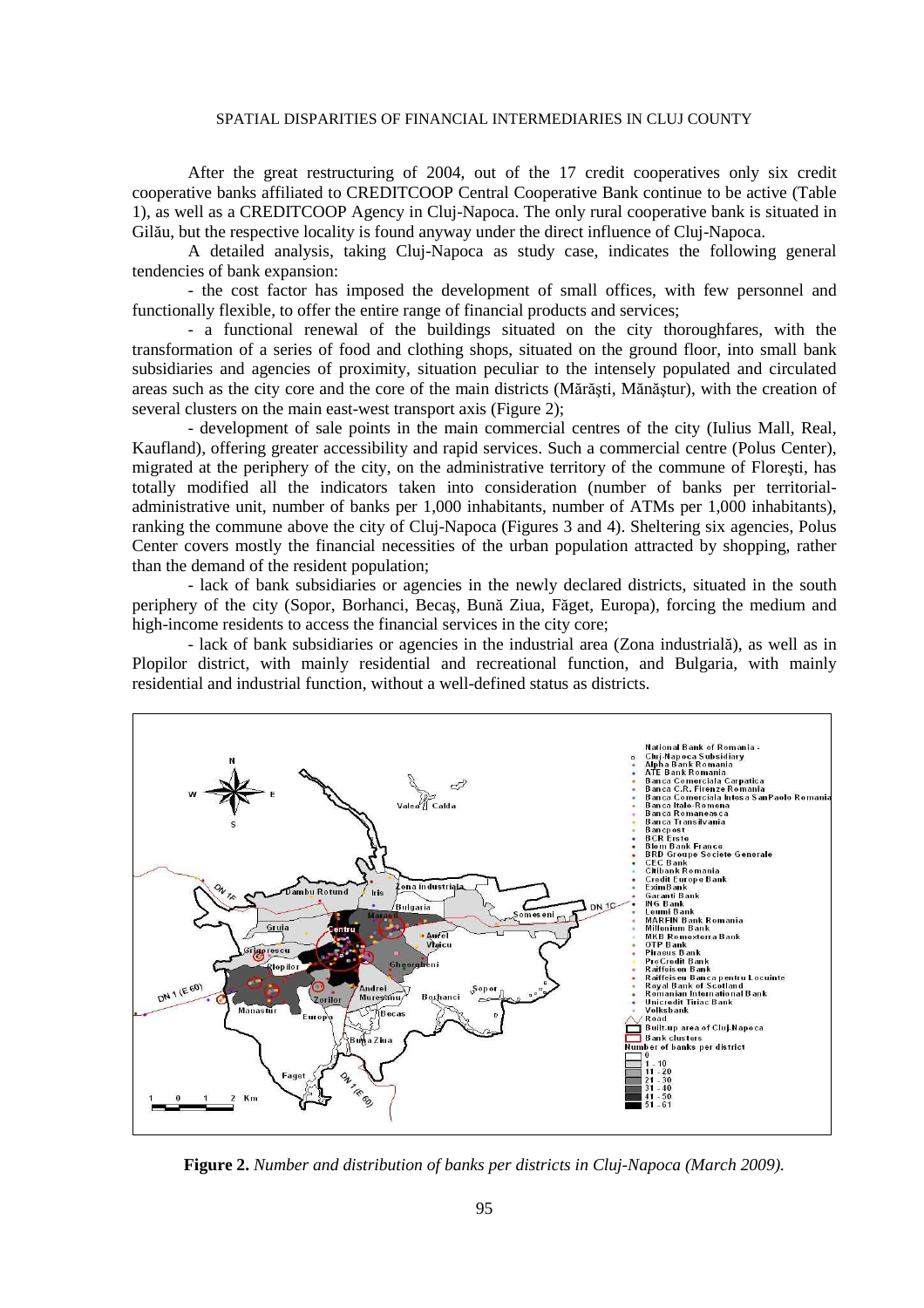After the great restructuring of 2004, out of the 17 credit cooperatives only six credit cooperative banks affiliated to CREDITCOOP Central Cooperative Bank continue to be active (Table 1), as well as a CREDITCOOP Agency in Cluj-Napoca. The only rural cooperative bank is situated in Gilău, but the respective locality is found anyway under the direct influence of Cluj-Napoca.

A detailed analysis, taking Cluj-Napoca as study case, indicates the following general tendencies of bank expansion:

- the cost factor has imposed the development of small offices, with few personnel and functionally flexible, to offer the entire range of financial products and services;

- a functional renewal of the buildings situated on the city thoroughfares, with the transformation of a series of food and clothing shops, situated on the ground floor, into small bank subsidiaries and agencies of proximity, situation peculiar to the intensely populated and circulated areas such as the city core and the core of the main districts (Mărăști, Mănăștur), with the creation of several clusters on the main east-west transport axis (Figure 2);

- development of sale points in the main commercial centres of the city (Iulius Mall, Real, Kaufland), offering greater accessibility and rapid services. Such a commercial centre (Polus Center), migrated at the periphery of the city, on the administrative territory of the commune of Florești, has totally modified all the indicators taken into consideration (number of banks per territorial-administrative unit, number of banks per 1,000 inhabitants, number of ATMs per 1,000 inhabitants), ranking the commune above the city of Cluj-Napoca (Figures 3 and 4). Sheltering six agencies, Polus Center covers mostly the financial necessities of the urban population attracted by shopping, rather than the demand of the resident population;

- lack of bank subsidiaries or agencies in the newly declared districts, situated in the south periphery of the city (Sopor, Borhanci, Becaș, Bună Ziua, Făget, Europa), forcing the medium and high-income residents to access the financial services in the city core;

- lack of bank subsidiaries or agencies in the industrial area (Zona industrială), as well as in Plopilor district, with mainly residential and recreational function, and Bulgaria, with mainly residential and industrial function, without a well-defined status as districts.

**Figure 2.** *Number and distribution of banks per districts in Cluj-Napoca (March 2009).*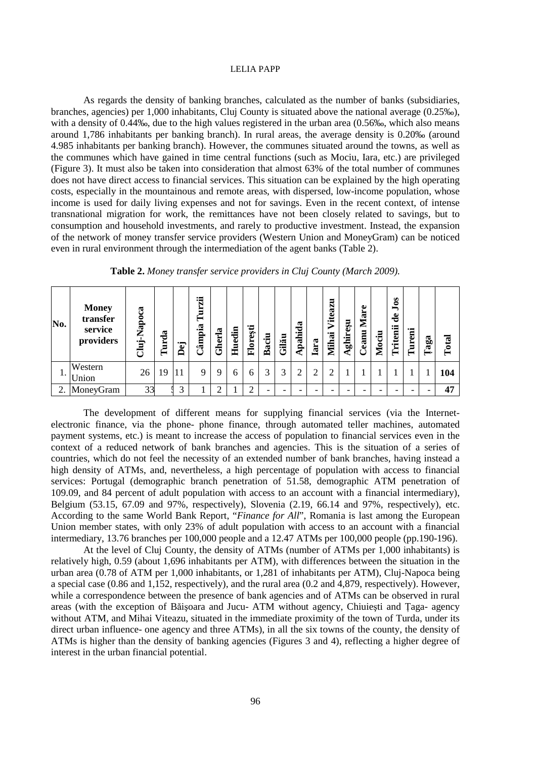As regards the density of banking branches, calculated as the number of banks (subsidiaries, branches, agencies) per 1,000 inhabitants, Cluj County is situated above the national average (0.25‰), with a density of 0.44‰, due to the high values registered in the urban area (0.56‰, which also means around 1,786 inhabitants per banking branch). In rural areas, the average density is 0.20‰ (around 4.985 inhabitants per banking branch). However, the communes situated around the towns, as well as the communes which have gained in time central functions (such as Mociu, Iara, etc.) are privileged (Figure 3). It must also be taken into consideration that almost 63% of the total number of communes does not have direct access to financial services. This situation can be explained by the high operating costs, especially in the mountainous and remote areas, with dispersed, low-income population, whose income is used for daily living expenses and not for savings. Even in the recent context, of intense transnational migration for work, the remittances have not been closely related to savings, but to consumption and household investments, and rarely to productive investment. Instead, the expansion of the network of money transfer service providers (Western Union and MoneyGram) can be noticed even in rural environment through the intermediation of the agent banks (Table 2).

**Table 2.** *Money transfer service providers in Cluj County (March 2009).*

| No. | Money transfer service providers | Cluj-Napoca | Turda | Dej | Câmpia Turzii | Gherla | Huedin | Florești | Baciu | Gilău | Apahida | Iara | Mihai Viteazu | Aghireșu | Ceanu Mare | Mociu | Tritenii de Jos | Tureni | Țaga | Total |
|---|---|---|---|---|---|---|---|---|---|---|---|---|---|---|---|---|---|---|---|---|
| 1. | Western Union | 26 | 19 | 11 | 9 | 9 | 6 | 6 | 3 | 3 | 2 | 2 | 2 | 1 | 1 | 1 | 1 | 1 | 1 | **104** |
| 2. | MoneyGram | 33 | 5 | 3 | 1 | 2 | 1 | 2 | - | - | - | - | - | - | - | - | - | - | - | **47** |

The development of different means for supplying financial services (via the Internet- electronic finance, via the phone- phone finance, through automated teller machines, automated payment systems, etc.) is meant to increase the access of population to financial services even in the context of a reduced network of bank branches and agencies. This is the situation of a series of countries, which do not feel the necessity of an extended number of bank branches, having instead a high density of ATMs, and, nevertheless, a high percentage of population with access to financial services: Portugal (demographic branch penetration of 51.58, demographic ATM penetration of 109.09, and 84 percent of adult population with access to an account with a financial intermediary), Belgium (53.15, 67.09 and 97%, respectively), Slovenia (2.19, 66.14 and 97%, respectively), etc. According to the same World Bank Report, "*Finance for All*", Romania is last among the European Union member states, with only 23% of adult population with access to an account with a financial intermediary, 13.76 branches per 100,000 people and a 12.47 ATMs per 100,000 people (pp.190-196).

At the level of Cluj County, the density of ATMs (number of ATMs per 1,000 inhabitants) is relatively high, 0.59 (about 1,696 inhabitants per ATM), with differences between the situation in the urban area (0.78 of ATM per 1,000 inhabitants, or 1,281 of inhabitants per ATM), Cluj-Napoca being a special case (0.86 and 1,152, respectively), and the rural area (0.2 and 4,879, respectively). However, while a correspondence between the presence of bank agencies and of ATMs can be observed in rural areas (with the exception of Băişoara and Jucu- ATM without agency, Chiuiești and Țaga- agency without ATM, and Mihai Viteazu, situated in the immediate proximity of the town of Turda, under its direct urban influence- one agency and three ATMs), in all the six towns of the county, the density of ATMs is higher than the density of banking agencies (Figures 3 and 4), reflecting a higher degree of interest in the urban financial potential.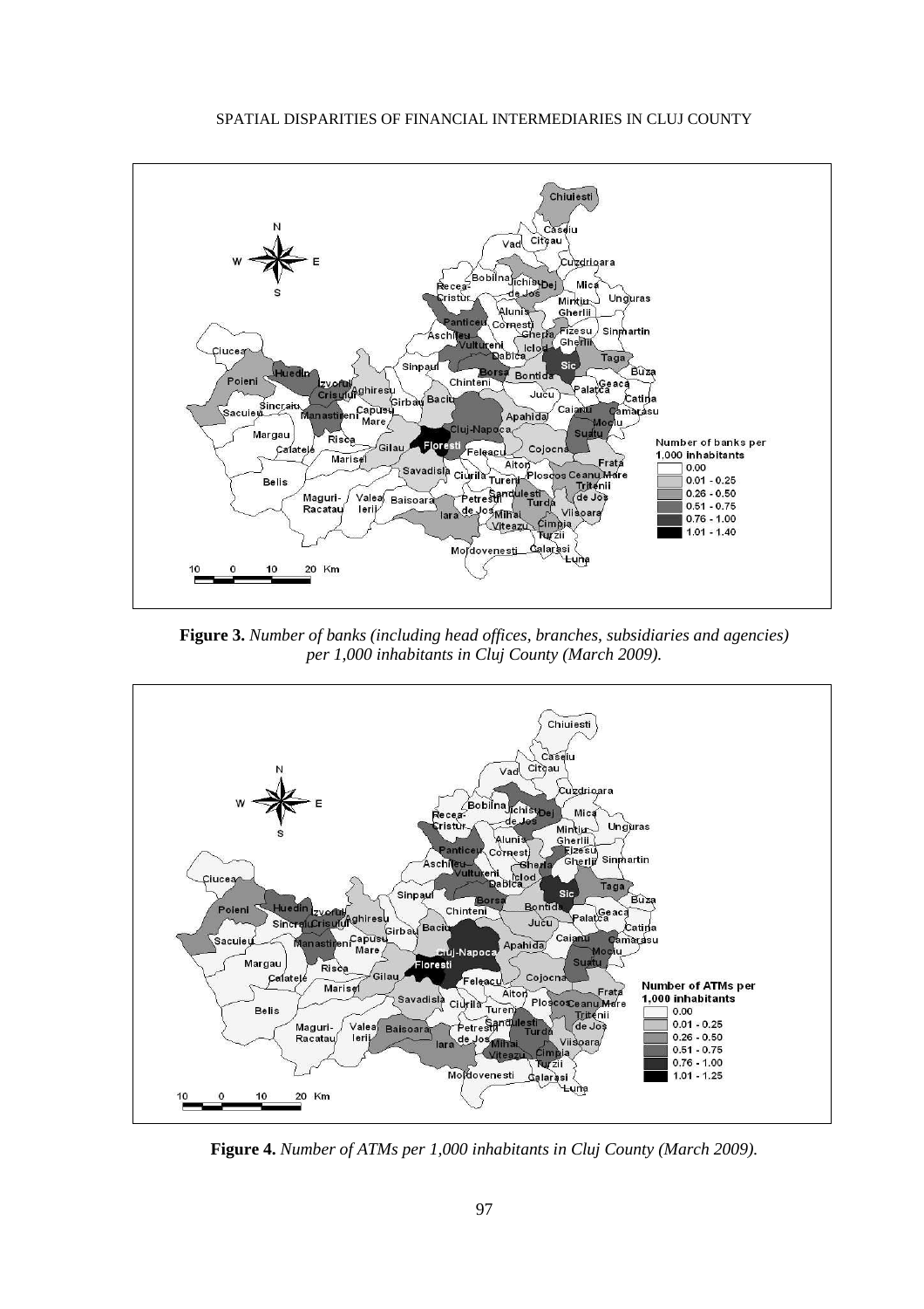**Figure 3.** *Number of banks (including head offices, branches, subsidiaries and agencies) per 1,000 inhabitants in Cluj County (March 2009).*

**Figure 4.** *Number of ATMs per 1,000 inhabitants in Cluj County (March 2009).*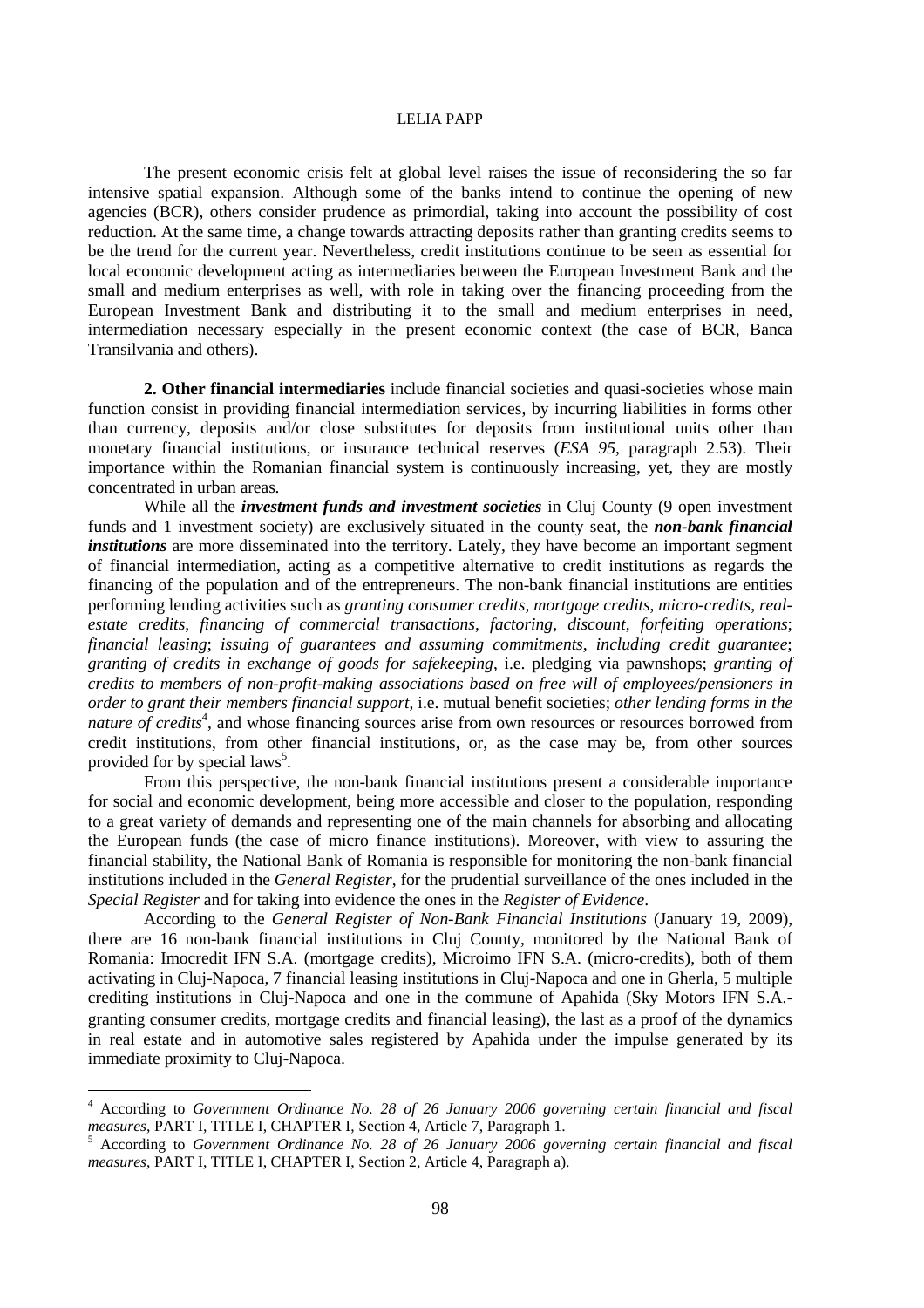The present economic crisis felt at global level raises the issue of reconsidering the so far intensive spatial expansion. Although some of the banks intend to continue the opening of new agencies (BCR), others consider prudence as primordial, taking into account the possibility of cost reduction. At the same time, a change towards attracting deposits rather than granting credits seems to be the trend for the current year. Nevertheless, credit institutions continue to be seen as essential for local economic development acting as intermediaries between the European Investment Bank and the small and medium enterprises as well, with role in taking over the financing proceeding from the European Investment Bank and distributing it to the small and medium enterprises in need, intermediation necessary especially in the present economic context (the case of BCR, Banca Transilvania and others).

**2. Other financial intermediaries** include financial societies and quasi-societies whose main function consist in providing financial intermediation services, by incurring liabilities in forms other than currency, deposits and/or close substitutes for deposits from institutional units other than monetary financial institutions, or insurance technical reserves (*ESA 95*, paragraph 2.53). Their importance within the Romanian financial system is continuously increasing, yet, they are mostly concentrated in urban areas.

While all the ***investment funds and investment societies*** in Cluj County (9 open investment funds and 1 investment society) are exclusively situated in the county seat, the ***non-bank financial institutions*** are more disseminated into the territory. Lately, they have become an important segment of financial intermediation, acting as a competitive alternative to credit institutions as regards the financing of the population and of the entrepreneurs. The non-bank financial institutions are entities performing lending activities such as *granting consumer credits*, *mortgage credits*, *micro-credits*, *real-estate credits*, *financing of commercial transactions*, *factoring*, *discount*, *forfeiting operations*; *financial leasing*; *issuing of guarantees and assuming commitments, including credit guarantee*; *granting of credits in exchange of goods for safekeeping*, i.e. pledging via pawnshops; *granting of credits to members of non-profit-making associations based on free will of employees/pensioners in order to grant their members financial support*, i.e. mutual benefit societies; *other lending forms in the nature of credits*[4], and whose financing sources arise from own resources or resources borrowed from credit institutions, from other financial institutions, or, as the case may be, from other sources provided for by special laws[5].

From this perspective, the non-bank financial institutions present a considerable importance for social and economic development, being more accessible and closer to the population, responding to a great variety of demands and representing one of the main channels for absorbing and allocating the European funds (the case of micro finance institutions). Moreover, with view to assuring the financial stability, the National Bank of Romania is responsible for monitoring the non-bank financial institutions included in the *General Register*, for the prudential surveillance of the ones included in the *Special Register* and for taking into evidence the ones in the *Register of Evidence*.

According to the *General Register of Non-Bank Financial Institutions* (January 19, 2009), there are 16 non-bank financial institutions in Cluj County, monitored by the National Bank of Romania: Imocredit IFN S.A. (mortgage credits), Microimo IFN S.A. (micro-credits), both of them activating in Cluj-Napoca, 7 financial leasing institutions in Cluj-Napoca and one in Gherla, 5 multiple crediting institutions in Cluj-Napoca and one in the commune of Apahida (Sky Motors IFN S.A.- granting consumer credits, mortgage credits and financial leasing), the last as a proof of the dynamics in real estate and in automotive sales registered by Apahida under the impulse generated by its immediate proximity to Cluj-Napoca.

---

[4] According to *Government Ordinance No. 28 of 26 January 2006 governing certain financial and fiscal measures*, PART I, TITLE I, CHAPTER I, Section 4, Article 7, Paragraph 1.

[5] According to *Government Ordinance No. 28 of 26 January 2006 governing certain financial and fiscal measures*, PART I, TITLE I, CHAPTER I, Section 2, Article 4, Paragraph a).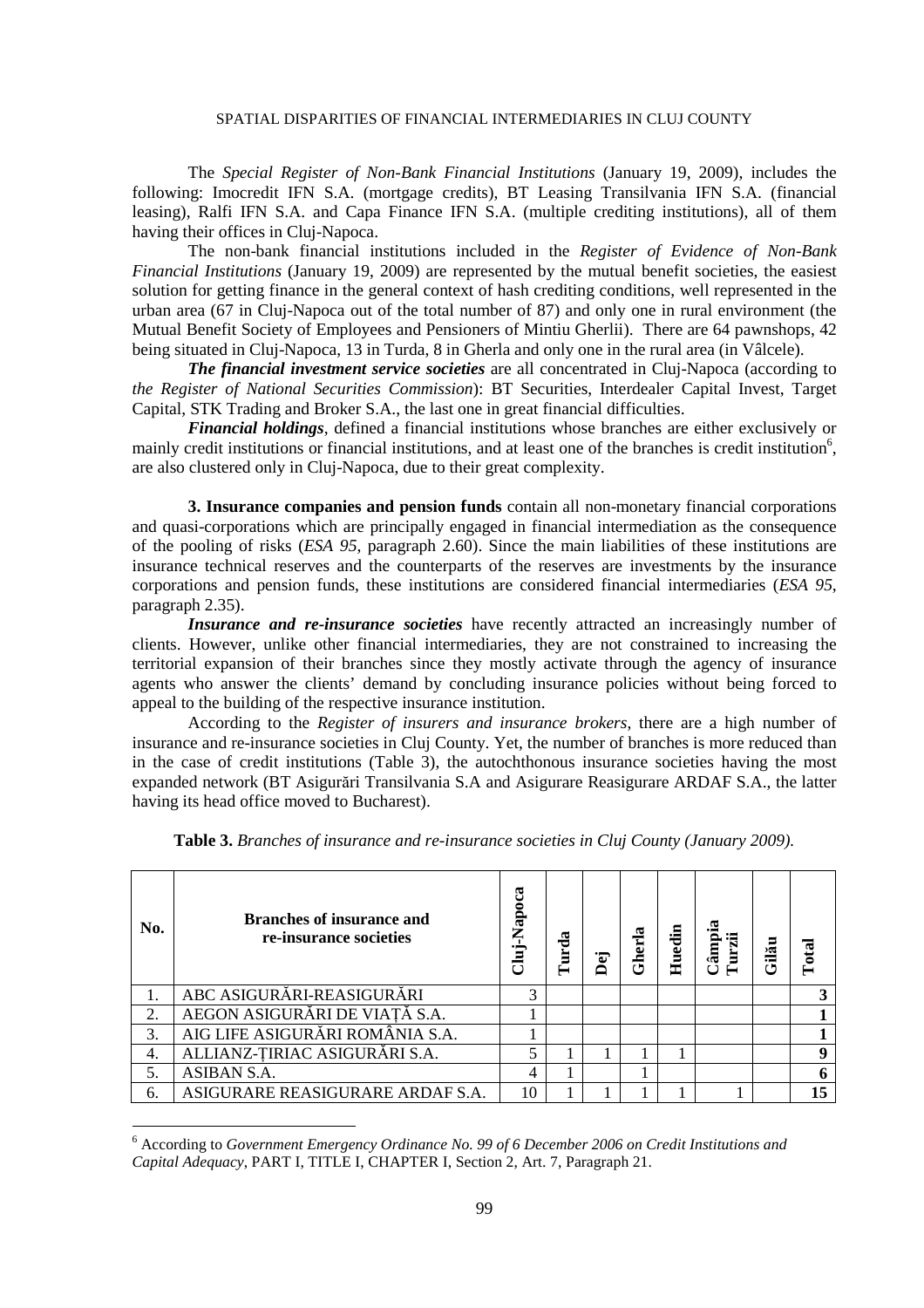The *Special Register of Non-Bank Financial Institutions* (January 19, 2009), includes the following: Imocredit IFN S.A. (mortgage credits), BT Leasing Transilvania IFN S.A. (financial leasing), Ralfi IFN S.A. and Capa Finance IFN S.A. (multiple crediting institutions), all of them having their offices in Cluj-Napoca.

The non-bank financial institutions included in the *Register of Evidence of Non-Bank Financial Institutions* (January 19, 2009) are represented by the mutual benefit societies, the easiest solution for getting finance in the general context of hash crediting conditions, well represented in the urban area (67 in Cluj-Napoca out of the total number of 87) and only one in rural environment (the Mutual Benefit Society of Employees and Pensioners of Mintiu Gherlii). There are 64 pawnshops, 42 being situated in Cluj-Napoca, 13 in Turda, 8 in Gherla and only one in the rural area (in Vâlcele).

***The financial investment service societies*** are all concentrated in Cluj-Napoca (according to *the Register of National Securities Commission*): BT Securities, Interdealer Capital Invest, Target Capital, STK Trading and Broker S.A., the last one in great financial difficulties.

***Financial holdings***, defined a financial institutions whose branches are either exclusively or mainly credit institutions or financial institutions, and at least one of the branches is credit institution[6], are also clustered only in Cluj-Napoca, due to their great complexity.

**3. Insurance companies and pension funds** contain all non-monetary financial corporations and quasi-corporations which are principally engaged in financial intermediation as the consequence of the pooling of risks (*ESA 95*, paragraph 2.60). Since the main liabilities of these institutions are insurance technical reserves and the counterparts of the reserves are investments by the insurance corporations and pension funds, these institutions are considered financial intermediaries (*ESA 95*, paragraph 2.35).

***Insurance and re-insurance societies*** have recently attracted an increasingly number of clients. However, unlike other financial intermediaries, they are not constrained to increasing the territorial expansion of their branches since they mostly activate through the agency of insurance agents who answer the clients' demand by concluding insurance policies without being forced to appeal to the building of the respective insurance institution.

According to the *Register of insurers and insurance brokers*, there are a high number of insurance and re-insurance societies in Cluj County. Yet, the number of branches is more reduced than in the case of credit institutions (Table 3), the autochthonous insurance societies having the most expanded network (BT Asigurări Transilvania S.A and Asigurare Reasigurare ARDAF S.A., the latter having its head office moved to Bucharest).

**Table 3.** *Branches of insurance and re-insurance societies in Cluj County (January 2009).*

| No. | Branches of insurance and re-insurance societies | Cluj-Napoca | Turda | Dej | Gherla | Huedin | Câmpia Turzii | Gilău | Total |
|---|---|---|---|---|---|---|---|---|---|
| 1. | ABC ASIGURĂRI-REASIGURĂRI | 3 | | | | | | | **3** |
| 2. | AEGON ASIGURĂRI DE VIAȚĂ S.A. | 1 | | | | | | | **1** |
| 3. | AIG LIFE ASIGURĂRI ROMÂNIA S.A. | 1 | | | | | | | **1** |
| 4. | ALLIANZ-ȚIRIAC ASIGURĂRI S.A. | 5 | 1 | 1 | 1 | 1 | | | **9** |
| 5. | ASIBAN S.A. | 4 | 1 | | 1 | | | | **6** |
| 6. | ASIGURARE REASIGURARE ARDAF S.A. | 10 | 1 | 1 | 1 | 1 | 1 | | **15** |

[6] According to *Government Emergency Ordinance No. 99 of 6 December 2006 on Credit Institutions and Capital Adequacy*, PART I, TITLE I, CHAPTER I, Section 2, Art. 7, Paragraph 21.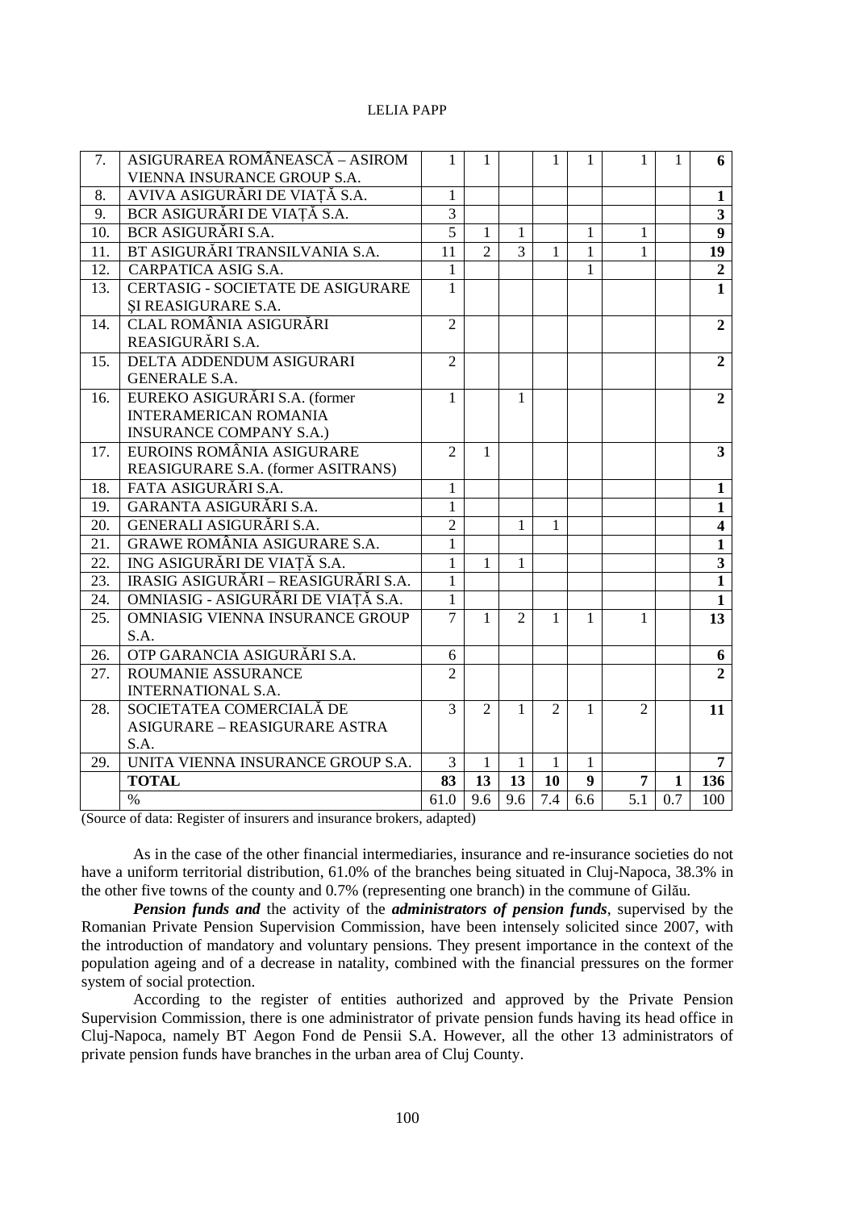| | | | | | | | | | |
|---|---|---|---|---|---|---|---|---|---|
| 7. | ASIGURAREA ROMÂNEASCĂ – ASIROM VIENNA INSURANCE GROUP S.A. | 1 | 1 | | 1 | 1 | 1 | 1 | **6** |
| 8. | AVIVA ASIGURĂRI DE VIAȚĂ S.A. | 1 | | | | | | | **1** |
| 9. | BCR ASIGURĂRI DE VIAȚĂ S.A. | 3 | | | | | | | **3** |
| 10. | BCR ASIGURĂRI S.A. | 5 | 1 | 1 | | 1 | 1 | | **9** |
| 11. | BT ASIGURĂRI TRANSILVANIA S.A. | 11 | 2 | 3 | 1 | 1 | 1 | | **19** |
| 12. | CARPATICA ASIG S.A. | 1 | | | | 1 | | | **2** |
| 13. | CERTASIG - SOCIETATE DE ASIGURARE ȘI REASIGURARE S.A. | 1 | | | | | | | **1** |
| 14. | CLAL ROMÂNIA ASIGURĂRI REASIGURĂRI S.A. | 2 | | | | | | | **2** |
| 15. | DELTA ADDENDUM ASIGURARI GENERALE S.A. | 2 | | | | | | | **2** |
| 16. | EUREKO ASIGURĂRI S.A. (former INTERAMERICAN ROMANIA INSURANCE COMPANY S.A.) | 1 | | 1 | | | | | **2** |
| 17. | EUROINS ROMÂNIA ASIGURARE REASIGURARE S.A. (former ASITRANS) | 2 | 1 | | | | | | **3** |
| 18. | FATA ASIGURĂRI S.A. | 1 | | | | | | | **1** |
| 19. | GARANTA ASIGURĂRI S.A. | 1 | | | | | | | **1** |
| 20. | GENERALI ASIGURĂRI S.A. | 2 | | 1 | 1 | | | | **4** |
| 21. | GRAWE ROMÂNIA ASIGURARE S.A. | 1 | | | | | | | **1** |
| 22. | ING ASIGURĂRI DE VIAȚĂ S.A. | 1 | 1 | 1 | | | | | **3** |
| 23. | IRASIG ASIGURĂRI – REASIGURĂRI S.A. | 1 | | | | | | | **1** |
| 24. | OMNIASIG - ASIGURĂRI DE VIAȚĂ S.A. | 1 | | | | | | | **1** |
| 25. | OMNIASIG VIENNA INSURANCE GROUP S.A. | 7 | 1 | 2 | 1 | 1 | 1 | | **13** |
| 26. | OTP GARANCIA ASIGURĂRI S.A. | 6 | | | | | | | **6** |
| 27. | ROUMANIE ASSURANCE INTERNATIONAL S.A. | 2 | | | | | | | **2** |
| 28. | SOCIETATEA COMERCIALĂ DE ASIGURARE – REASIGURARE ASTRA S.A. | 3 | 2 | 1 | 2 | 1 | 2 | | **11** |
| 29. | UNITA VIENNA INSURANCE GROUP S.A. | 3 | 1 | 1 | 1 | 1 | | | **7** |
| | **TOTAL** | **83** | **13** | **13** | **10** | **9** | **7** | **1** | **136** |
| | % | 61.0 | 9.6 | 9.6 | 7.4 | 6.6 | 5.1 | 0.7 | 100 |

(Source of data: Register of insurers and insurance brokers, adapted)

As in the case of the other financial intermediaries, insurance and re-insurance societies do not have a uniform territorial distribution, 61.0% of the branches being situated in Cluj-Napoca, 38.3% in the other five towns of the county and 0.7% (representing one branch) in the commune of Gilău.

***Pension funds and*** the activity of the ***administrators of pension funds***, supervised by the Romanian Private Pension Supervision Commission, have been intensely solicited since 2007, with the introduction of mandatory and voluntary pensions. They present importance in the context of the population ageing and of a decrease in natality, combined with the financial pressures on the former system of social protection.

According to the register of entities authorized and approved by the Private Pension Supervision Commission, there is one administrator of private pension funds having its head office in Cluj-Napoca, namely BT Aegon Fond de Pensii S.A. However, all the other 13 administrators of private pension funds have branches in the urban area of Cluj County.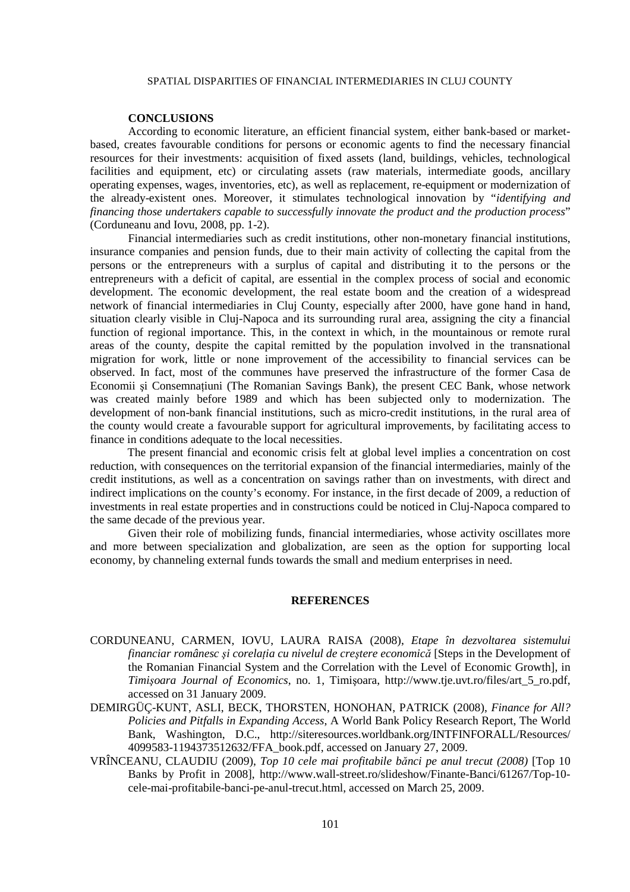## CONCLUSIONS

According to economic literature, an efficient financial system, either bank-based or market-based, creates favourable conditions for persons or economic agents to find the necessary financial resources for their investments: acquisition of fixed assets (land, buildings, vehicles, technological facilities and equipment, etc) or circulating assets (raw materials, intermediate goods, ancillary operating expenses, wages, inventories, etc), as well as replacement, re-equipment or modernization of the already-existent ones. Moreover, it stimulates technological innovation by "*identifying and financing those undertakers capable to successfully innovate the product and the production process*" (Corduneanu and Iovu, 2008, pp. 1-2).

Financial intermediaries such as credit institutions, other non-monetary financial institutions, insurance companies and pension funds, due to their main activity of collecting the capital from the persons or the entrepreneurs with a surplus of capital and distributing it to the persons or the entrepreneurs with a deficit of capital, are essential in the complex process of social and economic development. The economic development, the real estate boom and the creation of a widespread network of financial intermediaries in Cluj County, especially after 2000, have gone hand in hand, situation clearly visible in Cluj-Napoca and its surrounding rural area, assigning the city a financial function of regional importance. This, in the context in which, in the mountainous or remote rural areas of the county, despite the capital remitted by the population involved in the transnational migration for work, little or none improvement of the accessibility to financial services can be observed. In fact, most of the communes have preserved the infrastructure of the former Casa de Economii şi Consemnaţiuni (The Romanian Savings Bank), the present CEC Bank, whose network was created mainly before 1989 and which has been subjected only to modernization. The development of non-bank financial institutions, such as micro-credit institutions, in the rural area of the county would create a favourable support for agricultural improvements, by facilitating access to finance in conditions adequate to the local necessities.

The present financial and economic crisis felt at global level implies a concentration on cost reduction, with consequences on the territorial expansion of the financial intermediaries, mainly of the credit institutions, as well as a concentration on savings rather than on investments, with direct and indirect implications on the county's economy. For instance, in the first decade of 2009, a reduction of investments in real estate properties and in constructions could be noticed in Cluj-Napoca compared to the same decade of the previous year.

Given their role of mobilizing funds, financial intermediaries, whose activity oscillates more and more between specialization and globalization, are seen as the option for supporting local economy, by channeling external funds towards the small and medium enterprises in need.

## REFERENCES

CORDUNEANU, CARMEN, IOVU, LAURA RAISA (2008), *Etape în dezvoltarea sistemului financiar românesc şi corelaţia cu nivelul de creştere economică* [Steps in the Development of the Romanian Financial System and the Correlation with the Level of Economic Growth], in *Timişoara Journal of Economics*, no. 1, Timişoara, http://www.tje.uvt.ro/files/art_5_ro.pdf, accessed on 31 January 2009.

DEMIRGÜÇ-KUNT, ASLI, BECK, THORSTEN, HONOHAN, PATRICK (2008), *Finance for All? Policies and Pitfalls in Expanding Access*, A World Bank Policy Research Report, The World Bank, Washington, D.C., http://siteresources.worldbank.org/INTFINFORALL/Resources/4099583-1194373512632/FFA_book.pdf, accessed on January 27, 2009.

VRÎNCEANU, CLAUDIU (2009), *Top 10 cele mai profitabile bănci pe anul trecut (2008)* [Top 10 Banks by Profit in 2008], http://www.wall-street.ro/slideshow/Finante-Banci/61267/Top-10-cele-mai-profitabile-banci-pe-anul-trecut.html, accessed on March 25, 2009.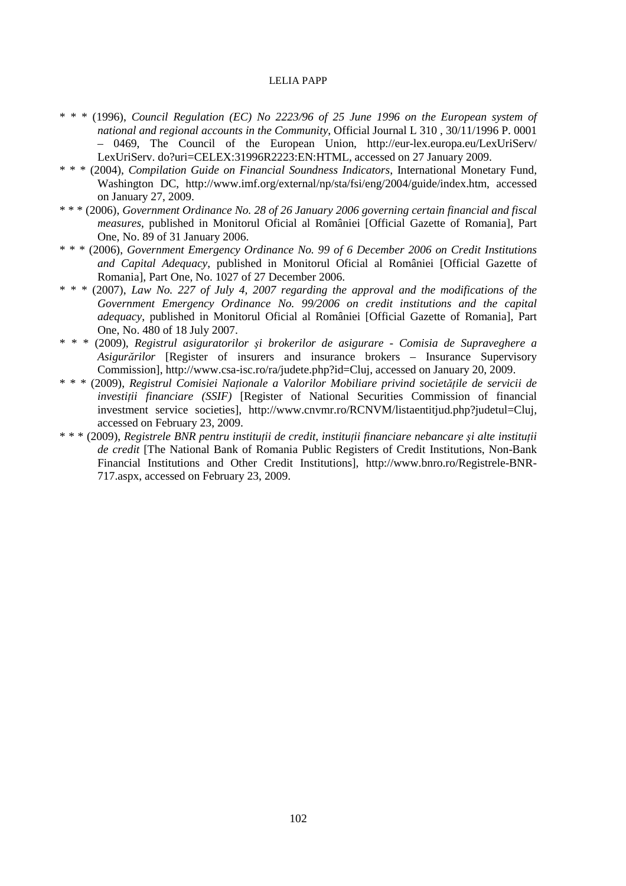* * * (1996), *Council Regulation (EC) No 2223/96 of 25 June 1996 on the European system of national and regional accounts in the Community*, Official Journal L 310 , 30/11/1996 P. 0001 – 0469, The Council of the European Union, http://eur-lex.europa.eu/LexUriServ/ LexUriServ. do?uri=CELEX:31996R2223:EN:HTML, accessed on 27 January 2009.

* * * (2004), *Compilation Guide on Financial Soundness Indicators*, International Monetary Fund, Washington DC, http://www.imf.org/external/np/sta/fsi/eng/2004/guide/index.htm, accessed on January 27, 2009.

* * * (2006), *Government Ordinance No. 28 of 26 January 2006 governing certain financial and fiscal measures*, published in Monitorul Oficial al României [Official Gazette of Romania], Part One, No. 89 of 31 January 2006.

* * * (2006), *Government Emergency Ordinance No. 99 of 6 December 2006 on Credit Institutions and Capital Adequacy*, published in Monitorul Oficial al României [Official Gazette of Romania], Part One, No. 1027 of 27 December 2006.

* * * (2007), *Law No. 227 of July 4, 2007 regarding the approval and the modifications of the Government Emergency Ordinance No. 99/2006 on credit institutions and the capital adequacy*, published in Monitorul Oficial al României [Official Gazette of Romania], Part One, No. 480 of 18 July 2007.

* * * (2009), *Registrul asiguratorilor şi brokerilor de asigurare - Comisia de Supraveghere a Asigurărilor* [Register of insurers and insurance brokers – Insurance Supervisory Commission], http://www.csa-isc.ro/ra/judete.php?id=Cluj, accessed on January 20, 2009.

* * * (2009), *Registrul Comisiei Naționale a Valorilor Mobiliare privind societățile de servicii de investiții financiare (SSIF)* [Register of National Securities Commission of financial investment service societies], http://www.cnvmr.ro/RCNVM/listaentitjud.php?judetul=Cluj, accessed on February 23, 2009.

* * * (2009), *Registrele BNR pentru instituții de credit, instituții financiare nebancare şi alte instituții de credit* [The National Bank of Romania Public Registers of Credit Institutions, Non-Bank Financial Institutions and Other Credit Institutions], http://www.bnro.ro/Registrele-BNR-717.aspx, accessed on February 23, 2009.